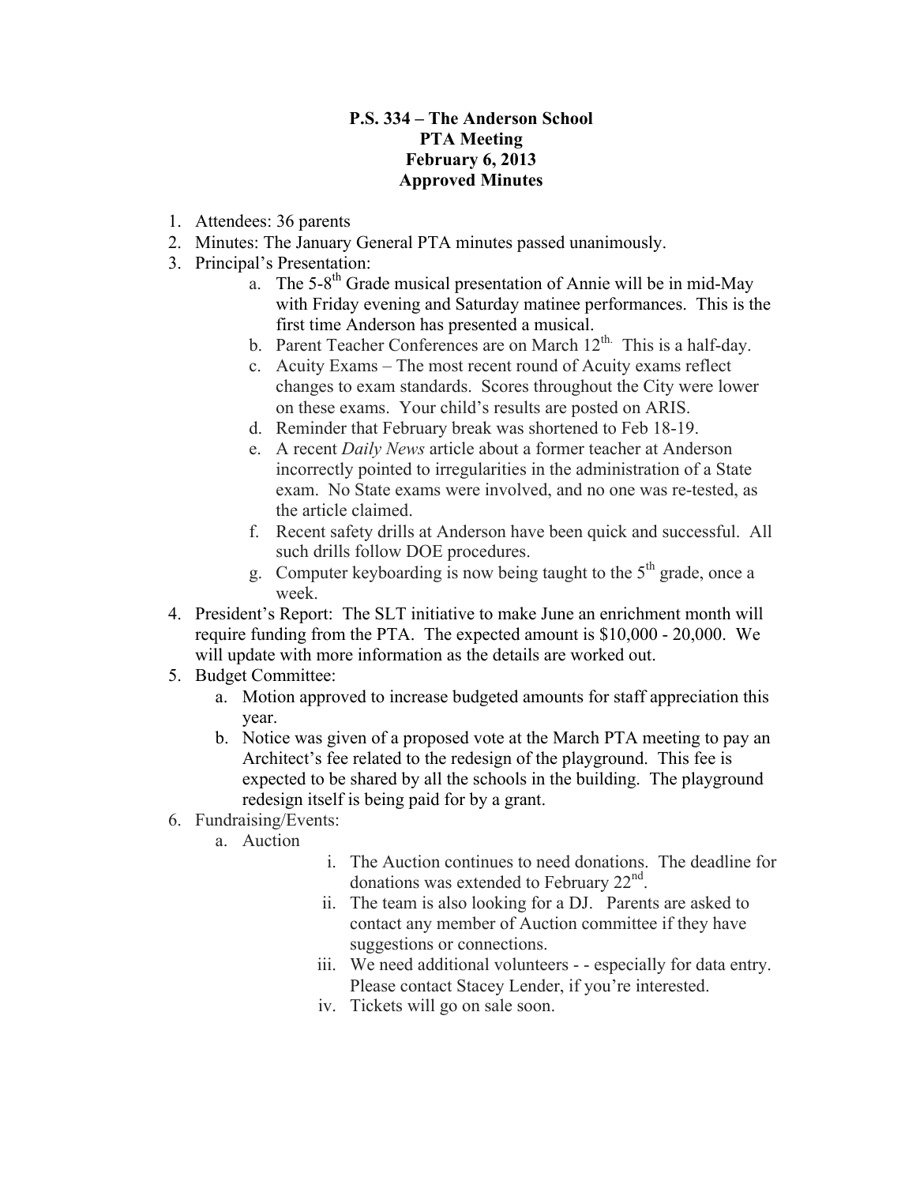**P.S. 334 – The Anderson School**
**PTA Meeting**
**February 6, 2013**
**Approved Minutes**

1. Attendees: 36 parents
2. Minutes: The January General PTA minutes passed unanimously.
3. Principal's Presentation:
    a. The 5-8th Grade musical presentation of Annie will be in mid-May with Friday evening and Saturday matinee performances. This is the first time Anderson has presented a musical.
    b. Parent Teacher Conferences are on March 12th. This is a half-day.
    c. Acuity Exams – The most recent round of Acuity exams reflect changes to exam standards. Scores throughout the City were lower on these exams. Your child's results are posted on ARIS.
    d. Reminder that February break was shortened to Feb 18-19.
    e. A recent *Daily News* article about a former teacher at Anderson incorrectly pointed to irregularities in the administration of a State exam. No State exams were involved, and no one was re-tested, as the article claimed.
    f. Recent safety drills at Anderson have been quick and successful. All such drills follow DOE procedures.
    g. Computer keyboarding is now being taught to the 5th grade, once a week.
4. President's Report: The SLT initiative to make June an enrichment month will require funding from the PTA. The expected amount is $10,000 - 20,000. We will update with more information as the details are worked out.
5. Budget Committee:
    a. Motion approved to increase budgeted amounts for staff appreciation this year.
    b. Notice was given of a proposed vote at the March PTA meeting to pay an Architect's fee related to the redesign of the playground. This fee is expected to be shared by all the schools in the building. The playground redesign itself is being paid for by a grant.
6. Fundraising/Events:
    a. Auction
        i. The Auction continues to need donations. The deadline for donations was extended to February 22nd.
        ii. The team is also looking for a DJ. Parents are asked to contact any member of Auction committee if they have suggestions or connections.
        iii. We need additional volunteers - - especially for data entry. Please contact Stacey Lender, if you're interested.
        iv. Tickets will go on sale soon.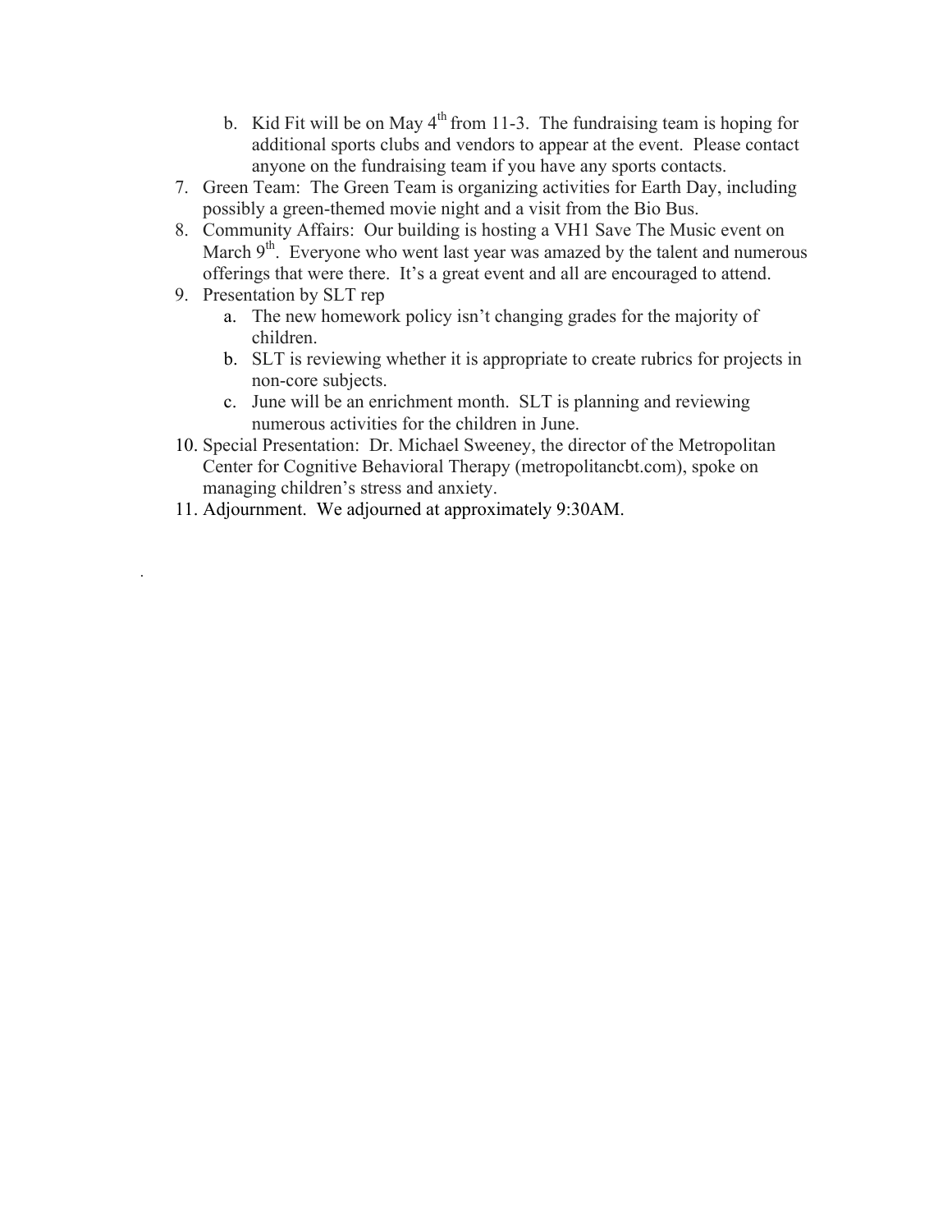b. Kid Fit will be on May 4th from 11-3. The fundraising team is hoping for additional sports clubs and vendors to appear at the event. Please contact anyone on the fundraising team if you have any sports contacts.

7. Green Team: The Green Team is organizing activities for Earth Day, including possibly a green-themed movie night and a visit from the Bio Bus.
8. Community Affairs: Our building is hosting a VH1 Save The Music event on March 9th. Everyone who went last year was amazed by the talent and numerous offerings that were there. It's a great event and all are encouraged to attend.
9. Presentation by SLT rep
   a. The new homework policy isn't changing grades for the majority of children.
   b. SLT is reviewing whether it is appropriate to create rubrics for projects in non-core subjects.
   c. June will be an enrichment month. SLT is planning and reviewing numerous activities for the children in June.
10. Special Presentation: Dr. Michael Sweeney, the director of the Metropolitan Center for Cognitive Behavioral Therapy (metropolitancbt.com), spoke on managing children's stress and anxiety.
11. Adjournment. We adjourned at approximately 9:30AM.